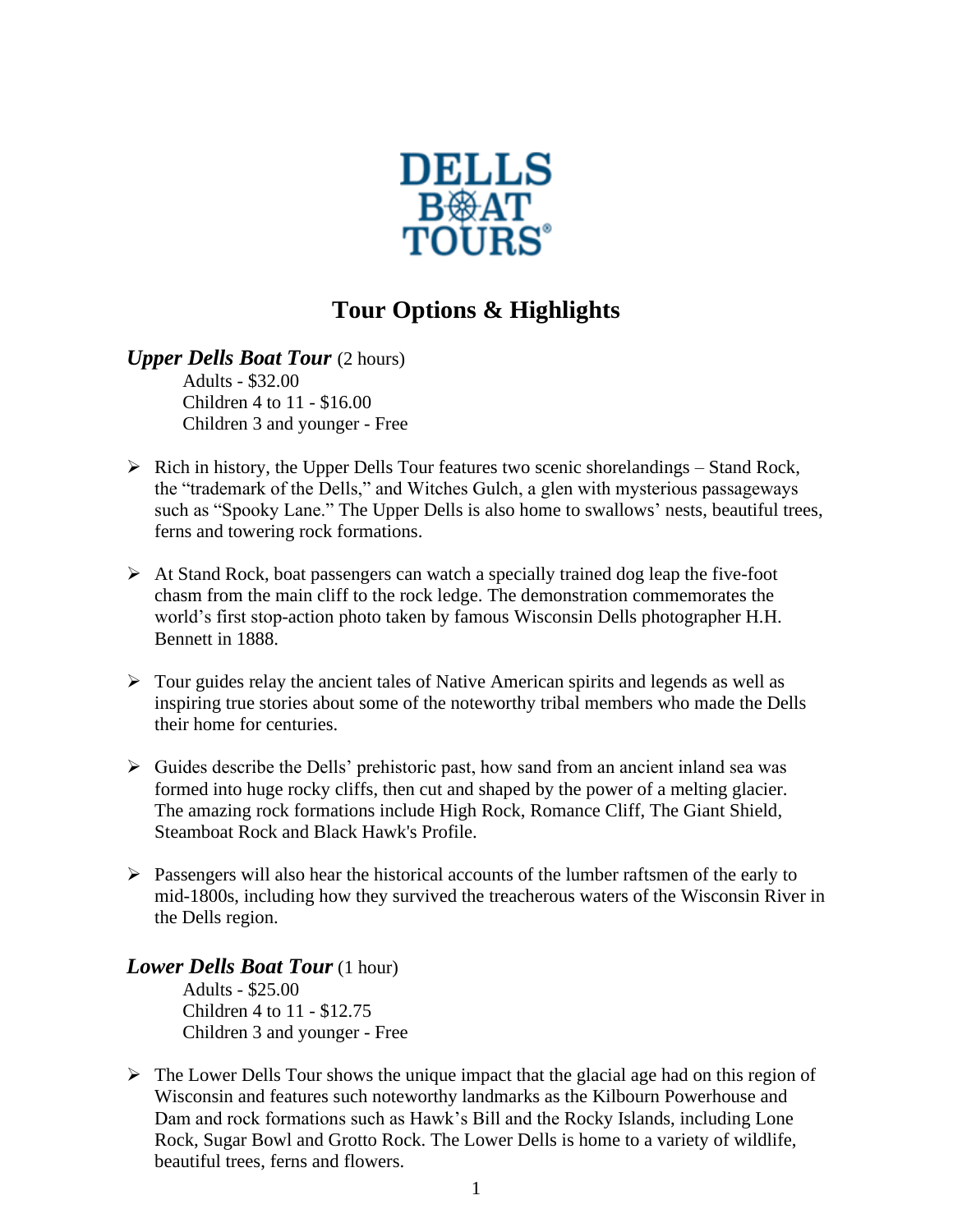DELLS BOAT TOURS®

# Tour Options & Highlights

***Upper Dells Boat Tour*** (2 hours)

Adults - $32.00
Children 4 to 11 - $16.00
Children 3 and younger - Free

- Rich in history, the Upper Dells Tour features two scenic shorelandings – Stand Rock, the "trademark of the Dells," and Witches Gulch, a glen with mysterious passageways such as "Spooky Lane." The Upper Dells is also home to swallows' nests, beautiful trees, ferns and towering rock formations.

- At Stand Rock, boat passengers can watch a specially trained dog leap the five-foot chasm from the main cliff to the rock ledge. The demonstration commemorates the world's first stop-action photo taken by famous Wisconsin Dells photographer H.H. Bennett in 1888.

- Tour guides relay the ancient tales of Native American spirits and legends as well as inspiring true stories about some of the noteworthy tribal members who made the Dells their home for centuries.

- Guides describe the Dells' prehistoric past, how sand from an ancient inland sea was formed into huge rocky cliffs, then cut and shaped by the power of a melting glacier. The amazing rock formations include High Rock, Romance Cliff, The Giant Shield, Steamboat Rock and Black Hawk's Profile.

- Passengers will also hear the historical accounts of the lumber raftsmen of the early to mid-1800s, including how they survived the treacherous waters of the Wisconsin River in the Dells region.

***Lower Dells Boat Tour*** (1 hour)

Adults - $25.00
Children 4 to 11 - $12.75
Children 3 and younger - Free

- The Lower Dells Tour shows the unique impact that the glacial age had on this region of Wisconsin and features such noteworthy landmarks as the Kilbourn Powerhouse and Dam and rock formations such as Hawk's Bill and the Rocky Islands, including Lone Rock, Sugar Bowl and Grotto Rock. The Lower Dells is home to a variety of wildlife, beautiful trees, ferns and flowers.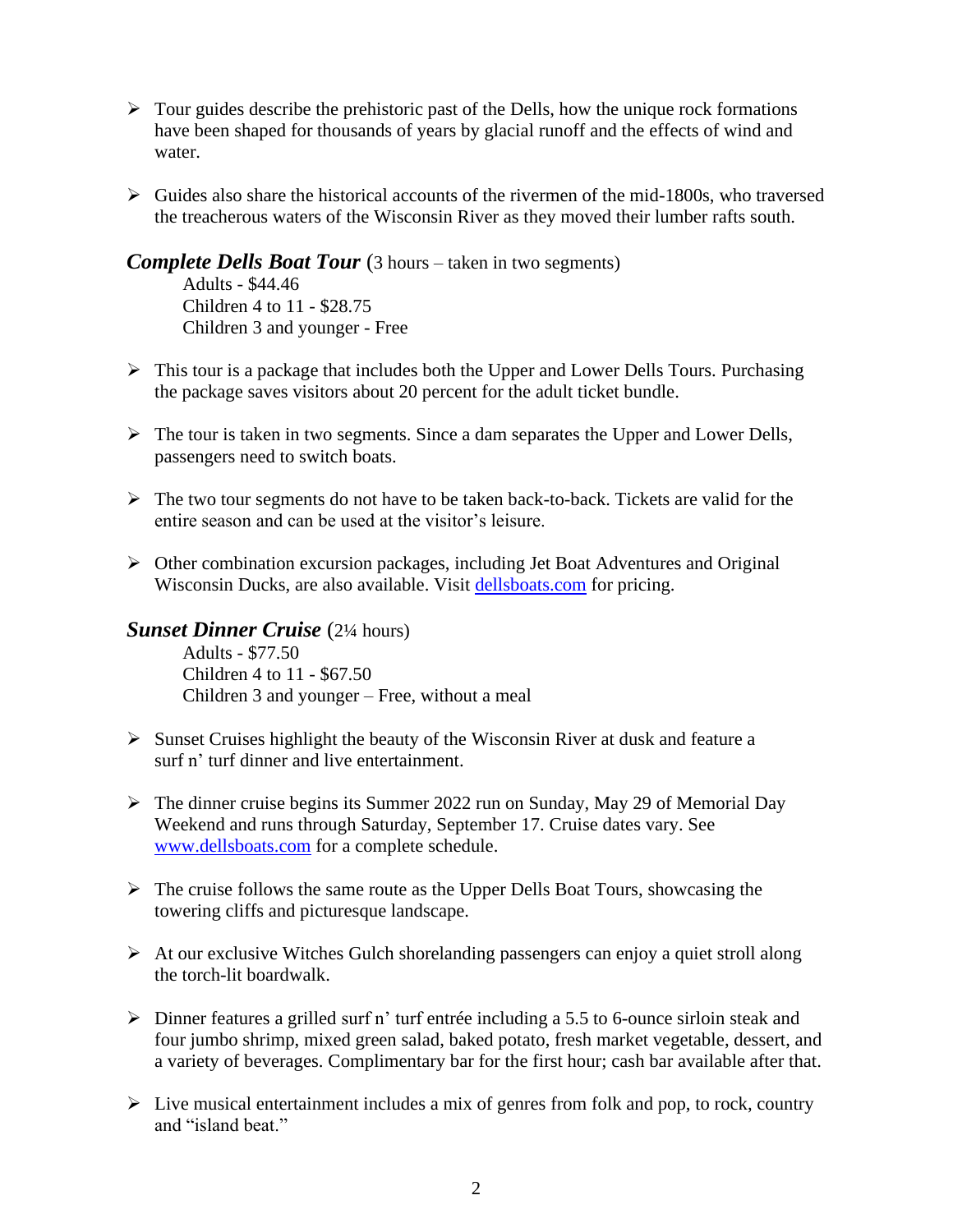- Tour guides describe the prehistoric past of the Dells, how the unique rock formations have been shaped for thousands of years by glacial runoff and the effects of wind and water.

- Guides also share the historical accounts of the rivermen of the mid-1800s, who traversed the treacherous waters of the Wisconsin River as they moved their lumber rafts south.

***Complete Dells Boat Tour*** (3 hours – taken in two segments)

Adults - $44.46
Children 4 to 11 - $28.75
Children 3 and younger - Free

- This tour is a package that includes both the Upper and Lower Dells Tours. Purchasing the package saves visitors about 20 percent for the adult ticket bundle.

- The tour is taken in two segments. Since a dam separates the Upper and Lower Dells, passengers need to switch boats.

- The two tour segments do not have to be taken back-to-back. Tickets are valid for the entire season and can be used at the visitor's leisure.

- Other combination excursion packages, including Jet Boat Adventures and Original Wisconsin Ducks, are also available. Visit [dellsboats.com](dellsboats.com) for pricing.

***Sunset Dinner Cruise*** (2¼ hours)

Adults - $77.50
Children 4 to 11 - $67.50
Children 3 and younger – Free, without a meal

- Sunset Cruises highlight the beauty of the Wisconsin River at dusk and feature a surf n' turf dinner and live entertainment.

- The dinner cruise begins its Summer 2022 run on Sunday, May 29 of Memorial Day Weekend and runs through Saturday, September 17. Cruise dates vary. See [www.dellsboats.com](www.dellsboats.com) for a complete schedule.

- The cruise follows the same route as the Upper Dells Boat Tours, showcasing the towering cliffs and picturesque landscape.

- At our exclusive Witches Gulch shorelanding passengers can enjoy a quiet stroll along the torch-lit boardwalk.

- Dinner features a grilled surf n' turf entrée including a 5.5 to 6-ounce sirloin steak and four jumbo shrimp, mixed green salad, baked potato, fresh market vegetable, dessert, and a variety of beverages. Complimentary bar for the first hour; cash bar available after that.

- Live musical entertainment includes a mix of genres from folk and pop, to rock, country and "island beat."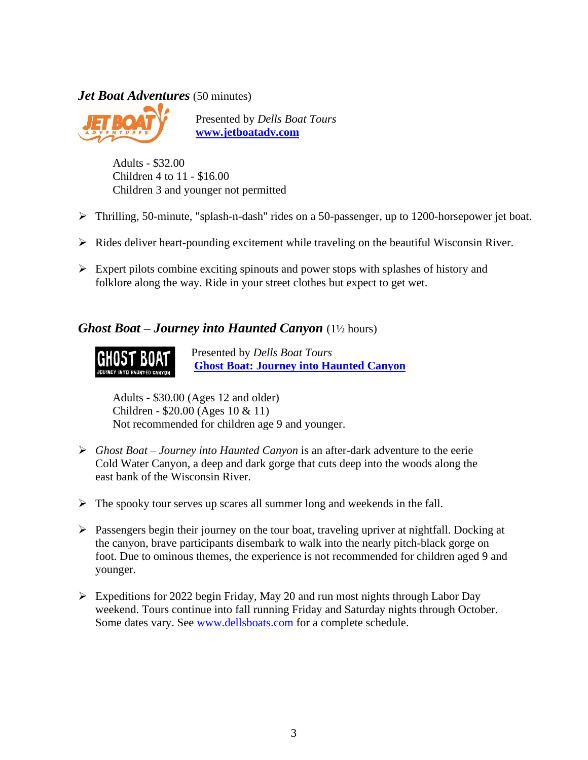***Jet Boat Adventures*** (50 minutes)

Presented by *Dells Boat Tours*
**www.jetboatadv.com**

Adults - $32.00
Children 4 to 11 - $16.00
Children 3 and younger not permitted

- Thrilling, 50-minute, "splash-n-dash" rides on a 50-passenger, up to 1200-horsepower jet boat.
- Rides deliver heart-pounding excitement while traveling on the beautiful Wisconsin River.
- Expert pilots combine exciting spinouts and power stops with splashes of history and folklore along the way. Ride in your street clothes but expect to get wet.

***Ghost Boat – Journey into Haunted Canyon*** (1½ hours)

Presented by *Dells Boat Tours*
**Ghost Boat: Journey into Haunted Canyon**

Adults - $30.00 (Ages 12 and older)
Children - $20.00 (Ages 10 & 11)
Not recommended for children age 9 and younger.

- *Ghost Boat – Journey into Haunted Canyon* is an after-dark adventure to the eerie Cold Water Canyon, a deep and dark gorge that cuts deep into the woods along the east bank of the Wisconsin River.
- The spooky tour serves up scares all summer long and weekends in the fall.
- Passengers begin their journey on the tour boat, traveling upriver at nightfall. Docking at the canyon, brave participants disembark to walk into the nearly pitch-black gorge on foot. Due to ominous themes, the experience is not recommended for children aged 9 and younger.
- Expeditions for 2022 begin Friday, May 20 and run most nights through Labor Day weekend. Tours continue into fall running Friday and Saturday nights through October. Some dates vary. See www.dellsboats.com for a complete schedule.